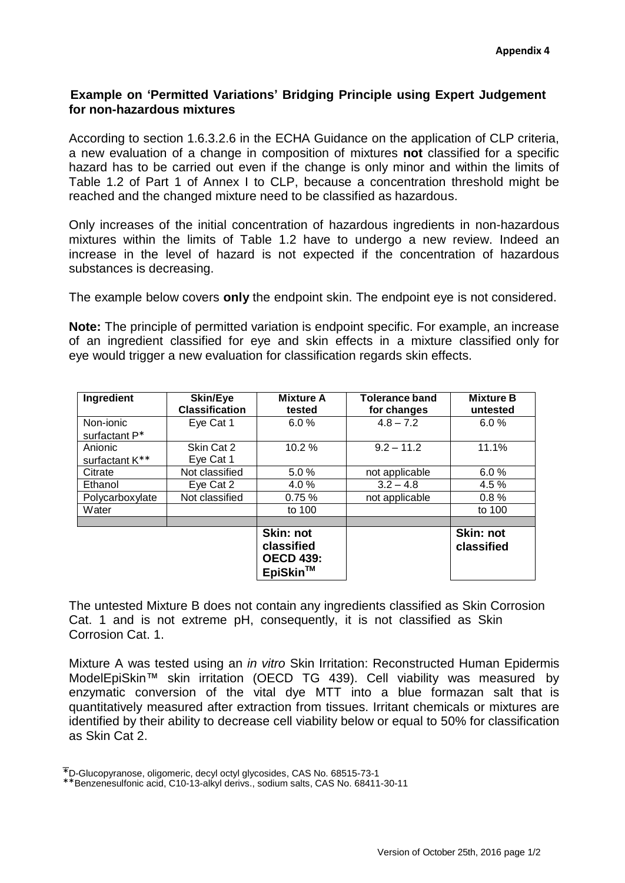**Appendix 4**

## Example on 'Permitted Variations' Bridging Principle using Expert Judgement for non-hazardous mixtures

According to section 1.6.3.2.6 in the ECHA Guidance on the application of CLP criteria, a new evaluation of a change in composition of mixtures **not** classified for a specific hazard has to be carried out even if the change is only minor and within the limits of Table 1.2 of Part 1 of Annex I to CLP, because a concentration threshold might be reached and the changed mixture need to be classified as hazardous.

Only increases of the initial concentration of hazardous ingredients in non-hazardous mixtures within the limits of Table 1.2 have to undergo a new review. Indeed an increase in the level of hazard is not expected if the concentration of hazardous substances is decreasing.

The example below covers **only** the endpoint skin. The endpoint eye is not considered.

**Note:** The principle of permitted variation is endpoint specific. For example, an increase of an ingredient classified for eye and skin effects in a mixture classified only for eye would trigger a new evaluation for classification regards skin effects.

| Ingredient | Skin/Eye Classification | Mixture A tested | Tolerance band for changes | Mixture B untested |
|---|---|---|---|---|
| Non-ionic surfactant P* | Eye Cat 1 | 6.0 % | 4.8 – 7.2 | 6.0 % |
| Anionic surfactant K** | Skin Cat 2<br>Eye Cat 1 | 10.2 % | 9.2 – 11.2 | 11.1% |
| Citrate | Not classified | 5.0 % | not applicable | 6.0 % |
| Ethanol | Eye Cat 2 | 4.0 % | 3.2 – 4.8 | 4.5 % |
| Polycarboxylate | Not classified | 0.75 % | not applicable | 0.8 % |
| Water | | to 100 | | to 100 |
| | | | | |
| | | **Skin: not classified OECD 439: EpiSkin™** | | **Skin: not classified** |

The untested Mixture B does not contain any ingredients classified as Skin Corrosion Cat. 1 and is not extreme pH, consequently, it is not classified as Skin Corrosion Cat. 1.

Mixture A was tested using an *in vitro* Skin Irritation: Reconstructed Human Epidermis ModelEpiSkin™ skin irritation (OECD TG 439). Cell viability was measured by enzymatic conversion of the vital dye MTT into a blue formazan salt that is quantitatively measured after extraction from tissues. Irritant chemicals or mixtures are identified by their ability to decrease cell viability below or equal to 50% for classification as Skin Cat 2.

*D-Glucopyranose, oligomeric, decyl octyl glycosides, CAS No. 68515-73-1

**Benzenesulfonic acid, C10-13-alkyl derivs., sodium salts, CAS No. 68411-30-11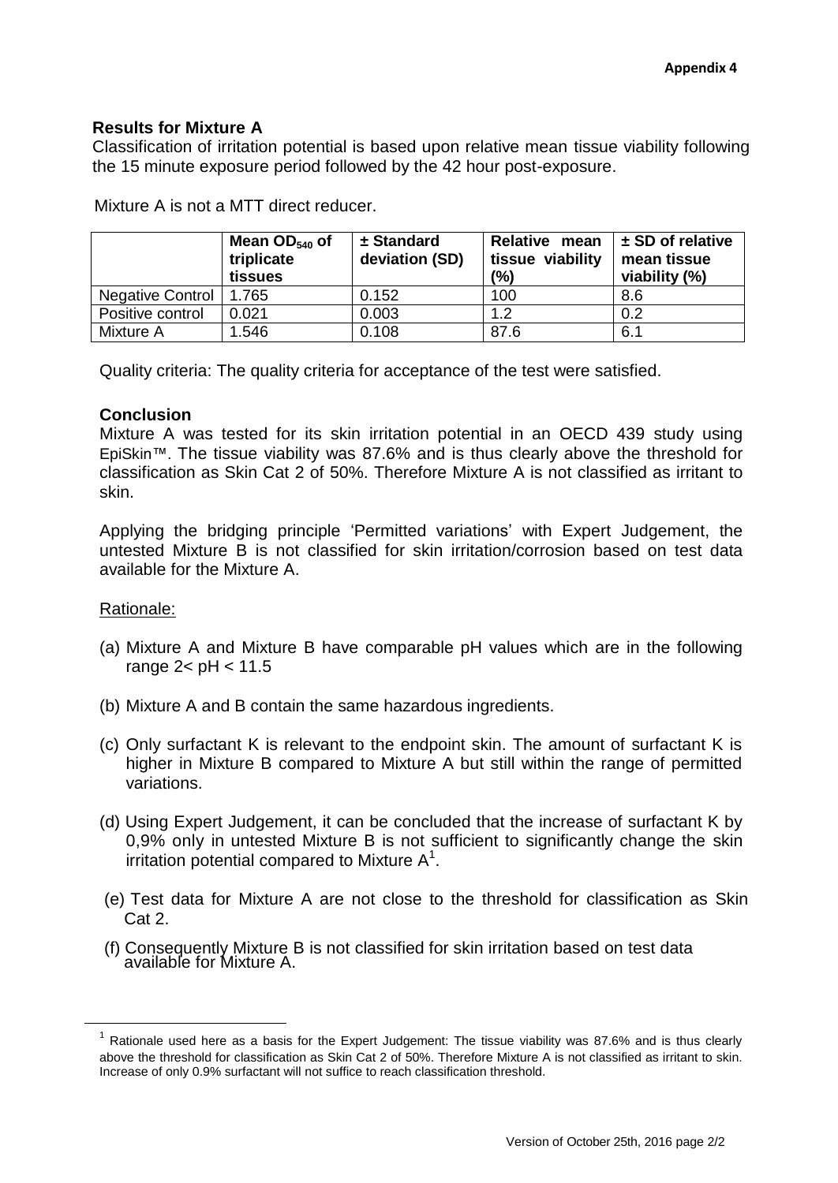**Appendix 4**

**Results for Mixture A**

Classification of irritation potential is based upon relative mean tissue viability following the 15 minute exposure period followed by the 42 hour post-exposure.

Mixture A is not a MTT direct reducer.

| | Mean $OD_{540}$ of triplicate tissues | ± Standard deviation (SD) | Relative mean tissue viability (%) | ± SD of relative mean tissue viability (%) |
|---|---|---|---|---|
| Negative Control | 1.765 | 0.152 | 100 | 8.6 |
| Positive control | 0.021 | 0.003 | 1.2 | 0.2 |
| Mixture A | 1.546 | 0.108 | 87.6 | 6.1 |

Quality criteria: The quality criteria for acceptance of the test were satisfied.

**Conclusion**

Mixture A was tested for its skin irritation potential in an OECD 439 study using EpiSkin™. The tissue viability was 87.6% and is thus clearly above the threshold for classification as Skin Cat 2 of 50%. Therefore Mixture A is not classified as irritant to skin.

Applying the bridging principle 'Permitted variations' with Expert Judgement, the untested Mixture B is not classified for skin irritation/corrosion based on test data available for the Mixture A.

Rationale:

(a) Mixture A and Mixture B have comparable pH values which are in the following range $2 < pH < 11.5$

(b) Mixture A and B contain the same hazardous ingredients.

(c) Only surfactant K is relevant to the endpoint skin. The amount of surfactant K is higher in Mixture B compared to Mixture A but still within the range of permitted variations.

(d) Using Expert Judgement, it can be concluded that the increase of surfactant K by 0,9% only in untested Mixture B is not sufficient to significantly change the skin irritation potential compared to Mixture A[1].

(e) Test data for Mixture A are not close to the threshold for classification as Skin Cat 2.

(f) Consequently Mixture B is not classified for skin irritation based on test data available for Mixture A.

[1] Rationale used here as a basis for the Expert Judgement: The tissue viability was 87.6% and is thus clearly above the threshold for classification as Skin Cat 2 of 50%. Therefore Mixture A is not classified as irritant to skin. Increase of only 0.9% surfactant will not suffice to reach classification threshold.